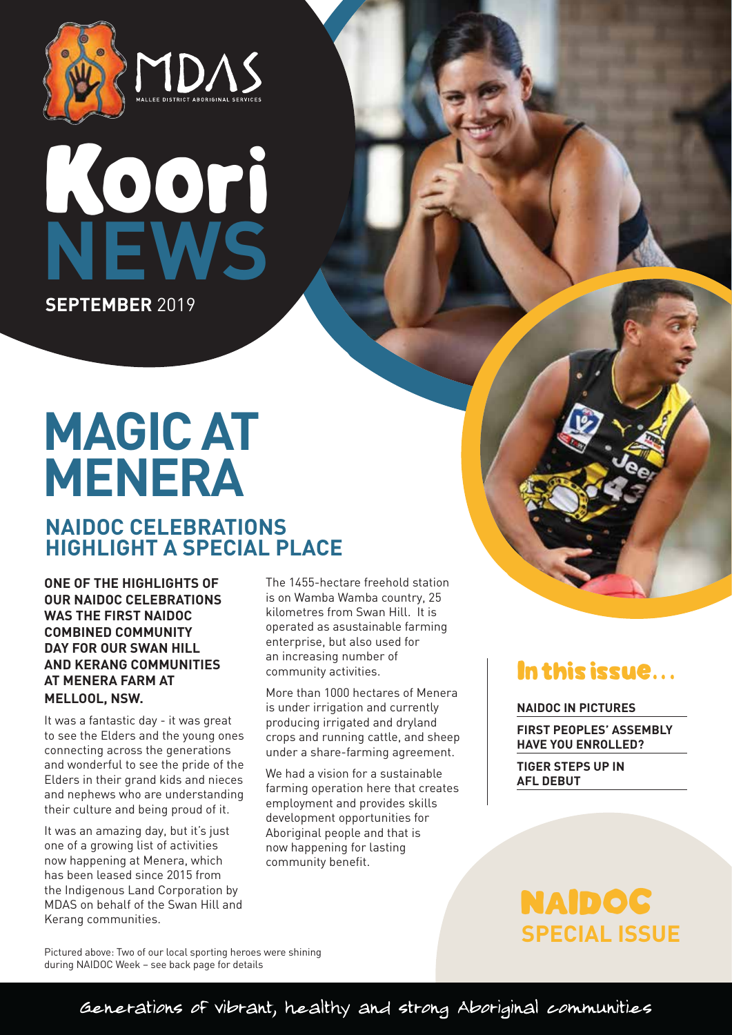MDAS

MALLEE DISTRICT ABORIGINAL SERVICES

# Koori NEWS

**SEPTEMBER** 2019

# MAGIC AT MENERA

## NAIDOC CELEBRATIONS HIGHLIGHT A SPECIAL PLACE

**ONE OF THE HIGHLIGHTS OF OUR NAIDOC CELEBRATIONS WAS THE FIRST NAIDOC COMBINED COMMUNITY DAY FOR OUR SWAN HILL AND KERANG COMMUNITIES AT MENERA FARM AT MELLOOL, NSW.**

It was a fantastic day - it was great to see the Elders and the young ones connecting across the generations and wonderful to see the pride of the Elders in their grand kids and nieces and nephews who are understanding their culture and being proud of it.

It was an amazing day, but it's just one of a growing list of activities now happening at Menera, which has been leased since 2015 from the Indigenous Land Corporation by MDAS on behalf of the Swan Hill and Kerang communities.

The 1455-hectare freehold station is on Wamba Wamba country, 25 kilometres from Swan Hill. It is operated as asustainable farming enterprise, but also used for an increasing number of community activities.

More than 1000 hectares of Menera is under irrigation and currently producing irrigated and dryland crops and running cattle, and sheep under a share-farming agreement.

We had a vision for a sustainable farming operation here that creates employment and provides skills development opportunities for Aboriginal people and that is now happening for lasting community benefit.

Pictured above: Two of our local sporting heroes were shining during NAIDOC Week – see back page for details

## In this issue...

- **NAIDOC IN PICTURES**
- **FIRST PEOPLES' ASSEMBLY HAVE YOU ENROLLED?**
- **TIGER STEPS UP IN AFL DEBUT**

## NAIDOC SPECIAL ISSUE

Generations of vibrant, healthy and strong Aboriginal communities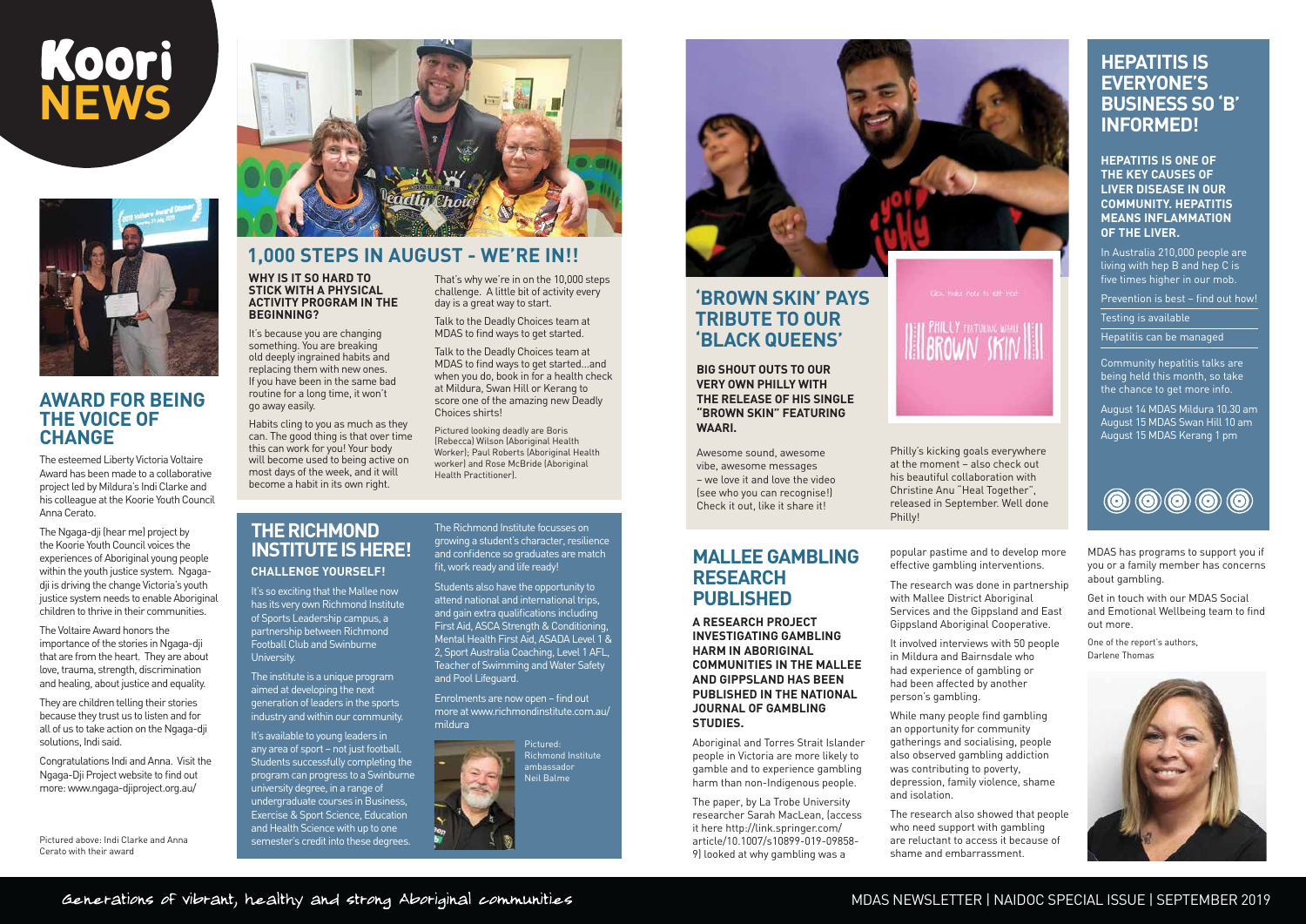# Koori NEWS

## AWARD FOR BEING THE VOICE OF CHANGE

The esteemed Liberty Victoria Voltaire Award has been made to a collaborative project led by Mildura's Indi Clarke and his colleague at the Koorie Youth Council Anna Cerato.

The Ngaga-dji (hear me) project by the Koorie Youth Council voices the experiences of Aboriginal young people within the youth justice system. Ngaga-dji is driving the change Victoria's youth justice system needs to enable Aboriginal children to thrive in their communities.

The Voltaire Award honors the importance of the stories in Ngaga-dji that are from the heart. They are about love, trauma, strength, discrimination and healing, about justice and equality.

They are children telling their stories because they trust us to listen and for all of us to take action on the Ngaga-dji solutions, Indi said.

Congratulations Indi and Anna. Visit the Ngaga-Dji Project website to find out more: www.ngaga-djiproject.org.au/

Pictured above: Indi Clarke and Anna Cerato with their award

## 1,000 STEPS IN AUGUST - WE'RE IN!!

**WHY IS IT SO HARD TO STICK WITH A PHYSICAL ACTIVITY PROGRAM IN THE BEGINNING?**

It's because you are changing something. You are breaking old deeply ingrained habits and replacing them with new ones. If you have been in the same bad routine for a long time, it won't go away easily.

Habits cling to you as much as they can. The good thing is that over time this can work for you! Your body will become used to being active on most days of the week, and it will become a habit in its own right.

That's why we're in on the 10,000 steps challenge. A little bit of activity every day is a great way to start.

Talk to the Deadly Choices team at MDAS to find ways to get started.

Talk to the Deadly Choices team at MDAS to find ways to get started...and when you do, book in for a health check at Mildura, Swan Hill or Kerang to score one of the amazing new Deadly Choices shirts!

Pictured looking deadly are Boris (Rebecca) Wilson (Aboriginal Health Worker); Paul Roberts (Aboriginal Health worker) and Rose McBride (Aboriginal Health Practitioner).

## THE RICHMOND INSTITUTE IS HERE!

### CHALLENGE YOURSELF!

It's so exciting that the Mallee now has its very own Richmond Institute of Sports Leadership campus, a partnership between Richmond Football Club and Swinburne University.

The institute is a unique program aimed at developing the next generation of leaders in the sports industry and within our community.

It's available to young leaders in any area of sport – not just football. Students successfully completing the program can progress to a Swinburne university degree, in a range of undergraduate courses in Business, Exercise & Sport Science, Education and Health Science with up to one semester's credit into these degrees.

The Richmond Institute focusses on growing a student's character, resilience and confidence so graduates are match fit, work ready and life ready!

Students also have the opportunity to attend national and international trips, and gain extra qualifications including First Aid, ASCA Strength & Conditioning, Mental Health First Aid, ASADA Level 1 & 2, Sport Australia Coaching, Level 1 AFL, Teacher of Swimming and Water Safety and Pool Lifeguard.

Enrolments are now open – find out more at www.richmondinstitute.com.au/mildura

Pictured: Richmond Institute ambassador Neil Balme

## 'BROWN SKIN' PAYS TRIBUTE TO OUR 'BLACK QUEENS'

**BIG SHOUT OUTS TO OUR VERY OWN PHILLY WITH THE RELEASE OF HIS SINGLE "BROWN SKIN" FEATURING WAARI.**

Awesome sound, awesome vibe, awesome messages – we love it and love the video (see who you can recognise!) Check it out, like it share it!

Philly's kicking goals everywhere at the moment – also check out his beautiful collaboration with Christine Anu "Heal Together", released in September. Well done Philly!

## MALLEE GAMBLING RESEARCH PUBLISHED

**A RESEARCH PROJECT INVESTIGATING GAMBLING HARM IN ABORIGINAL COMMUNITIES IN THE MALLEE AND GIPPSLAND HAS BEEN PUBLISHED IN THE NATIONAL JOURNAL OF GAMBLING STUDIES.**

Aboriginal and Torres Strait Islander people in Victoria are more likely to gamble and to experience gambling harm than non-Indigenous people.

The paper, by La Trobe University researcher Sarah MacLean, (access it here http://link.springer.com/article/10.1007/s10899-019-09858-9) looked at why gambling was a popular pastime and to develop more effective gambling interventions.

The research was done in partnership with Mallee District Aboriginal Services and the Gippsland and East Gippsland Aboriginal Cooperative.

It involved interviews with 50 people in Mildura and Bairnsdale who had experience of gambling or had been affected by another person's gambling.

While many people find gambling an opportunity for community gatherings and socialising, people also observed gambling addiction was contributing to poverty, depression, family violence, shame and isolation.

The research also showed that people who need support with gambling are reluctant to access it because of shame and embarrassment.

MDAS has programs to support you if you or a family member has concerns about gambling.

Get in touch with our MDAS Social and Emotional Wellbeing team to find out more.

One of the report's authors, Darlene Thomas

## HEPATITIS IS EVERYONE'S BUSINESS SO 'B' INFORMED!

**HEPATITIS IS ONE OF THE KEY CAUSES OF LIVER DISEASE IN OUR COMMUNITY. HEPATITIS MEANS INFLAMMATION OF THE LIVER.**

In Australia 210,000 people are living with hep B and hep C is five times higher in our mob.

- Prevention is best – find out how!
- Testing is available
- Hepatitis can be managed

Community hepatitis talks are being held this month, so take the chance to get more info.

August 14 MDAS Mildura 10.30 am
August 15 MDAS Swan Hill 10 am
August 15 MDAS Kerang 1 pm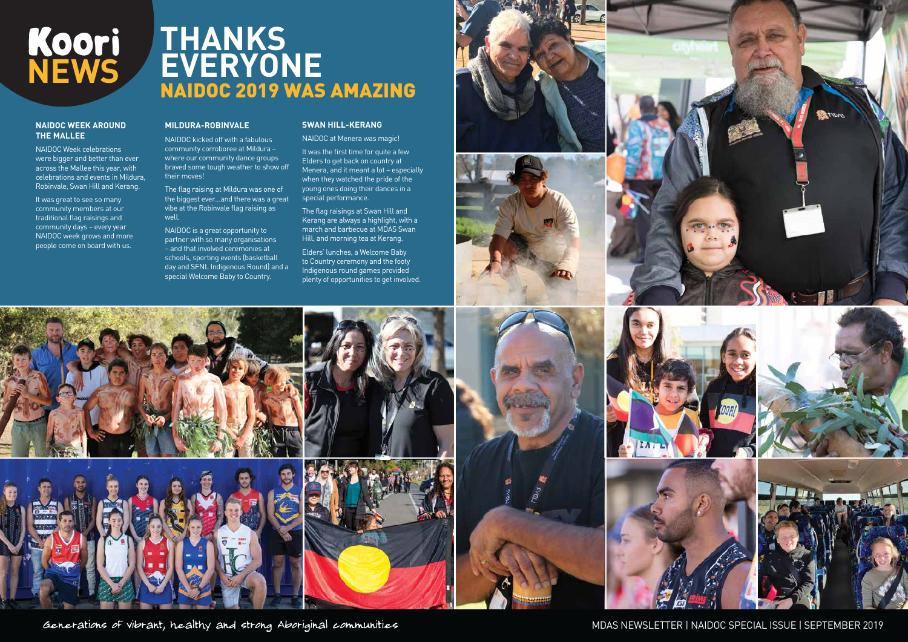# Koori NEWS

# THANKS EVERYONE

## NAIDOC 2019 WAS AMAZING

### NAIDOC WEEK AROUND THE MALLEE

NAIDOC Week celebrations were bigger and better than ever across the Mallee this year, with celebrations and events in Mildura, Robinvale, Swan Hill and Kerang.

It was great to see so many community members at our traditional flag raisings and community days – every year NAIDOC week grows and more people come on board with us.

### MILDURA-ROBINVALE

NAIDOC kicked off with a fabulous community corroboree at Mildura – where our community dance groups braved some tough weather to show off their moves!

The flag raising at Mildura was one of the biggest ever…and there was a great vibe at the Robinvale flag raising as well.

NAIDOC is a great opportunity to partner with so many organisations – and that involved ceremonies at schools, sporting events (basketball day and SFNL Indigenous Round) and a special Welcome Baby to Country.

### SWAN HILL-KERANG

NAIDOC at Menera was magic!

It was the first time for quite a few Elders to get back on country at Menera, and it meant a lot – especially when they watched the pride of the young ones doing their dances in a special performance.

The flag raisings at Swan Hill and Kerang are always a highlight, with a march and barbecue at MDAS Swan Hill, and morning tea at Kerang.

Elders' lunches, a Welcome Baby to Country ceremony and the footy Indigenous round games provided plenty of opportunities to get involved.

Generations of vibrant, healthy and strong Aboriginal communities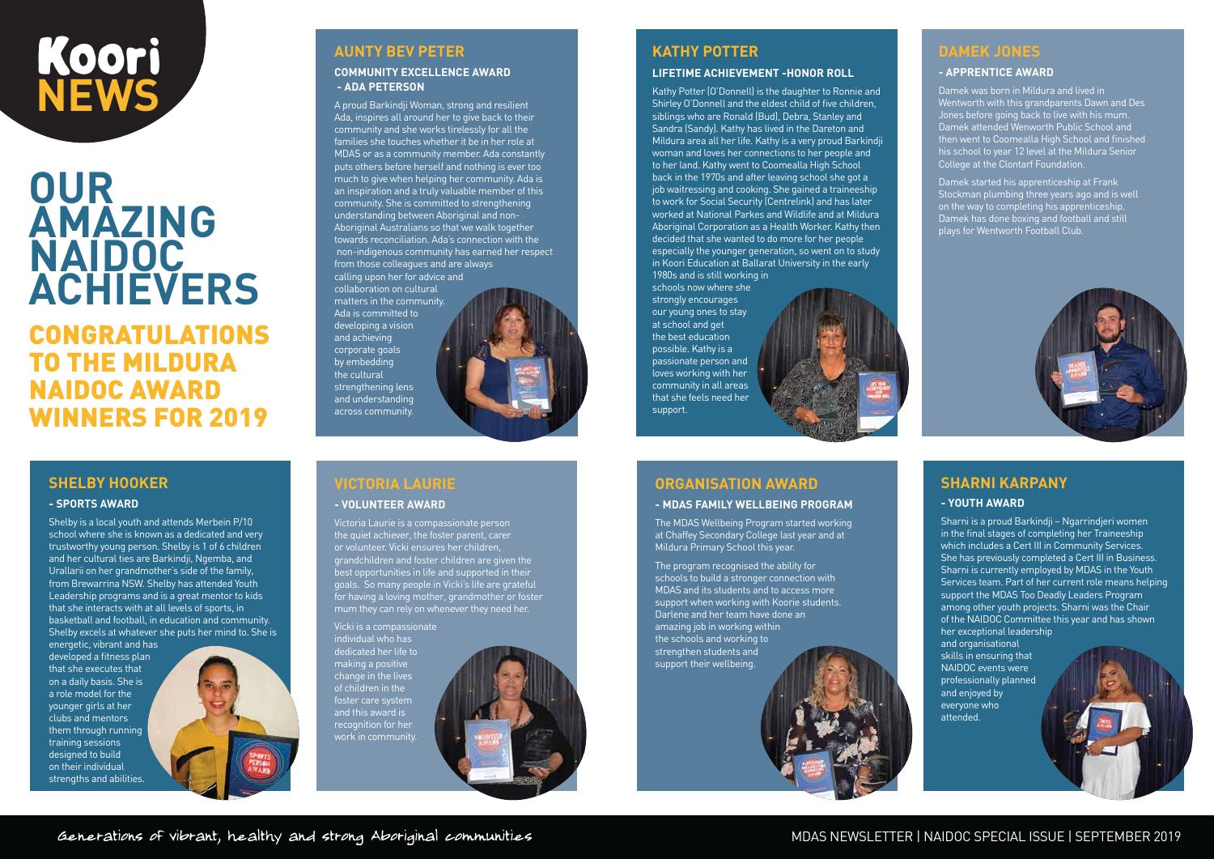# Koori NEWS

# OUR AMAZING NAIDOC ACHIEVERS

## CONGRATULATIONS TO THE MILDURA NAIDOC AWARD WINNERS FOR 2019

## AUNTY BEV PETER

### COMMUNITY EXCELLENCE AWARD - ADA PETERSON

A proud Barkindji Woman, strong and resilient Ada, inspires all around her to give back to their community and she works tirelessly for all the families she touches whether it be in her role at MDAS or as a community member. Ada constantly puts others before herself and nothing is ever too much to give when helping her community. Ada is an inspiration and a truly valuable member of this community. She is committed to strengthening understanding between Aboriginal and non-Aboriginal Australians so that we walk together towards reconciliation. Ada's connection with the non-indigenous community has earned her respect from those colleagues and are always calling upon her for advice and collaboration on cultural matters in the community. Ada is committed to developing a vision and achieving corporate goals by embedding the cultural strengthening lens and understanding across community.

## KATHY POTTER

### LIFETIME ACHIEVEMENT -HONOR ROLL

Kathy Potter (O'Donnell) is the daughter to Ronnie and Shirley O'Donnell and the eldest child of five children, siblings who are Ronald (Bud), Debra, Stanley and Sandra (Sandy). Kathy has lived in the Dareton and Mildura area all her life. Kathy is a very proud Barkindji woman and loves her connections to her people and to her land. Kathy went to Coomealla High School back in the 1970s and after leaving school she got a job waitressing and cooking. She gained a traineeship to work for Social Security (Centrelink) and has later worked at National Parkes and Wildlife and at Mildura Aboriginal Corporation as a Health Worker. Kathy then decided that she wanted to do more for her people especially the younger generation, so went on to study in Koori Education at Ballarat University in the early 1980s and is still working in schools now where she strongly encourages our young ones to stay at school and get the best education possible. Kathy is a passionate person and loves working with her community in all areas that she feels need her support.

## DAMEK JONES

### - APPRENTICE AWARD

Damek was born in Mildura and lived in Wentworth with this grandparents Dawn and Des Jones before going back to live with his mum. Damek attended Wenworth Public School and then went to Coomealla High School and finished his school to year 12 level at the Mildura Senior College at the Clontarf Foundation.

Damek started his apprenticeship at Frank Stockman plumbing three years ago and is well on the way to completing his apprenticeship. Damek has done boxing and football and still plays for Wentworth Football Club.

## SHELBY HOOKER

### - SPORTS AWARD

Shelby is a local youth and attends Merbein P/10 school where she is known as a dedicated and very trustworthy young person. Shelby is 1 of 6 children and her cultural ties are Barkindji, Ngemba, and Urallarii on her grandmother's side of the family, from Brewarrina NSW. Shelby has attended Youth Leadership programs and is a great mentor to kids that she interacts with at all levels of sports, in basketball and football, in education and community. Shelby excels at whatever she puts her mind to. She is energetic, vibrant and has developed a fitness plan that she executes that on a daily basis. She is a role model for the younger girls at her clubs and mentors them through running training sessions designed to build on their individual strengths and abilities.

## VICTORIA LAURIE

### - VOLUNTEER AWARD

Victoria Laurie is a compassionate person the quiet achiever, the foster parent, carer or volunteer. Vicki ensures her children, grandchildren and foster children are given the best opportunities in life and supported in their goals. So many people in Vicki's life are grateful for having a loving mother, grandmother or foster mum they can rely on whenever they need her.

Vicki is a compassionate individual who has dedicated her life to making a positive change in the lives of children in the foster care system and this award is recognition for her work in community.

## ORGANISATION AWARD

### - MDAS FAMILY WELLBEING PROGRAM

The MDAS Wellbeing Program started working at Chaffey Secondary College last year and at Mildura Primary School this year.

The program recognised the ability for schools to build a stronger connection with MDAS and its students and to access more support when working with Koorie students. Darlene and her team have done an amazing job in working within the schools and working to strengthen students and support their wellbeing.

## SHARNI KARPANY

### - YOUTH AWARD

Sharni is a proud Barkindji – Ngarrindjeri women in the final stages of completing her Traineeship which includes a Cert III in Community Services. She has previously completed a Cert III in Business. Sharni is currently employed by MDAS in the Youth Services team. Part of her current role means helping support the MDAS Too Deadly Leaders Program among other youth projects. Sharni was the Chair of the NAIDOC Committee this year and has shown her exceptional leadership and organisational skills in ensuring that NAIDOC events were professionally planned and enjoyed by everyone who attended.

Generations of vibrant, healthy and strong Aboriginal communities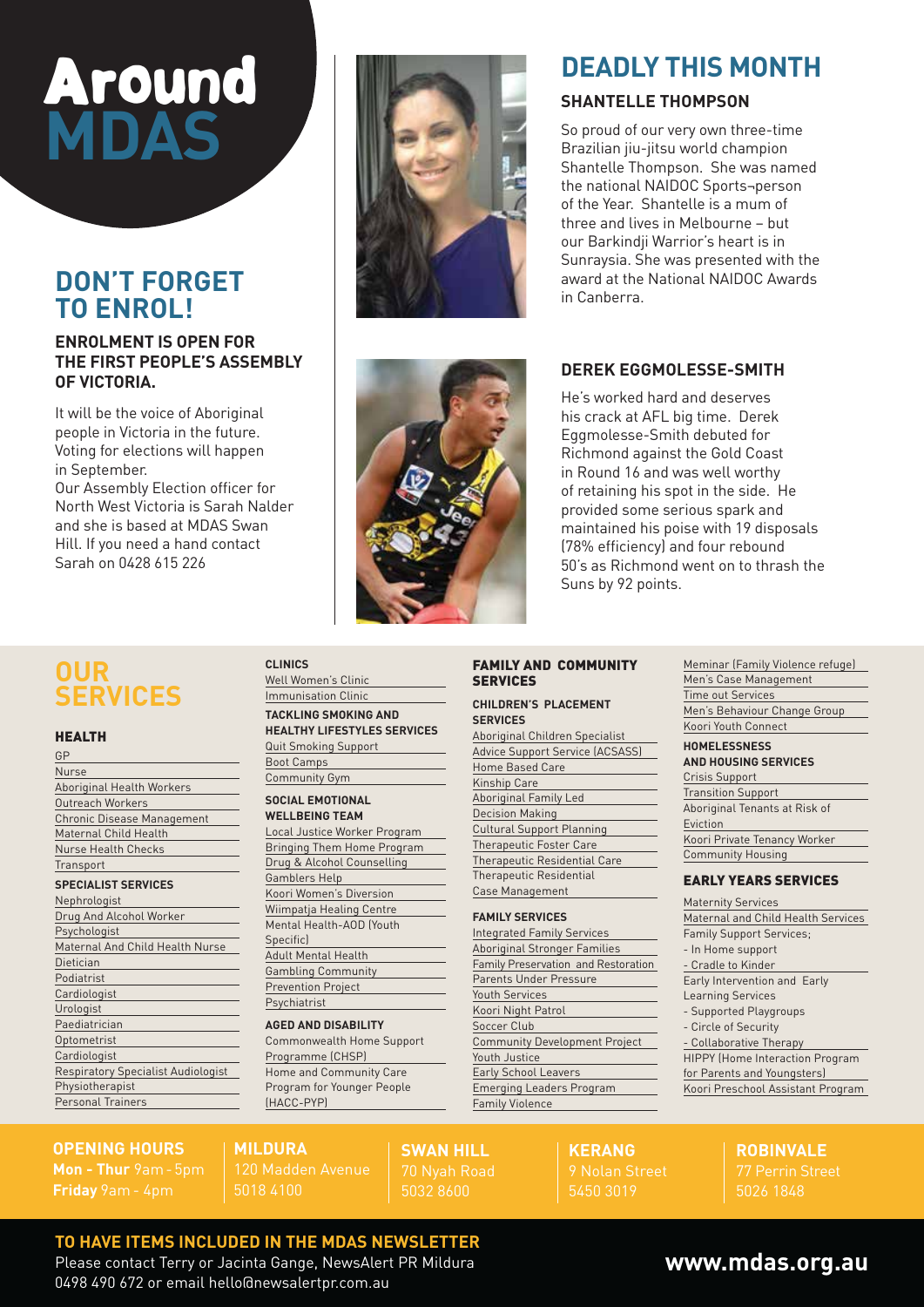# Around MDAS

## DON'T FORGET TO ENROL!

### ENROLMENT IS OPEN FOR THE FIRST PEOPLE'S ASSEMBLY OF VICTORIA.

It will be the voice of Aboriginal people in Victoria in the future. Voting for elections will happen in September.
Our Assembly Election officer for North West Victoria is Sarah Nalder and she is based at MDAS Swan Hill. If you need a hand contact Sarah on 0428 615 226

## DEADLY THIS MONTH

### SHANTELLE THOMPSON

So proud of our very own three-time Brazilian jiu-jitsu world champion Shantelle Thompson. She was named the national NAIDOC Sports¬person of the Year. Shantelle is a mum of three and lives in Melbourne – but our Barkindji Warrior's heart is in Sunraysia. She was presented with the award at the National NAIDOC Awards in Canberra.

### DEREK EGGMOLESSE-SMITH

He's worked hard and deserves his crack at AFL big time. Derek Eggmolesse-Smith debuted for Richmond against the Gold Coast in Round 16 and was well worthy of retaining his spot in the side. He provided some serious spark and maintained his poise with 19 disposals (78% efficiency) and four rebound 50's as Richmond went on to thrash the Suns by 92 points.

## OUR SERVICES

### HEALTH

- GP
- Nurse
- Aboriginal Health Workers
- Outreach Workers
- Chronic Disease Management
- Maternal Child Health
- Nurse Health Checks
- Transport

**SPECIALIST SERVICES**

- Nephrologist
- Drug And Alcohol Worker
- Psychologist
- Maternal And Child Health Nurse
- Dietician
- Podiatrist
- Cardiologist
- Urologist
- Paediatrician
- Optometrist
- Cardiologist
- Respiratory Specialist Audiologist
- Physiotherapist
- Personal Trainers

**CLINICS**

- Well Women's Clinic
- Immunisation Clinic

**TACKLING SMOKING AND HEALTHY LIFESTYLES SERVICES**

- Quit Smoking Support
- Boot Camps
- Community Gym

**SOCIAL EMOTIONAL WELLBEING TEAM**

- Local Justice Worker Program
- Bringing Them Home Program
- Drug & Alcohol Counselling
- Gamblers Help
- Koori Women's Diversion
- Wiimpatja Healing Centre
- Mental Health-AOD (Youth Specific)
- Adult Mental Health
- Gambling Community Prevention Project
- Psychiatrist

**AGED AND DISABILITY**

- Commonwealth Home Support Programme (CHSP)
- Home and Community Care Program for Younger People (HACC-PYP)

### FAMILY AND COMMUNITY SERVICES

**CHILDREN'S PLACEMENT SERVICES**

- Aboriginal Children Specialist Advice Support Service (ACSASS)
- Home Based Care
- Kinship Care
- Aboriginal Family Led Decision Making
- Cultural Support Planning
- Therapeutic Foster Care
- Therapeutic Residential Care
- Therapeutic Residential Case Management

**FAMILY SERVICES**

- Integrated Family Services
- Aboriginal Stronger Families
- Family Preservation and Restoration
- Parents Under Pressure
- Youth Services
- Koori Night Patrol
- Soccer Club
- Community Development Project
- Youth Justice
- Early School Leavers
- Emerging Leaders Program
- Family Violence
- Meminar (Family Violence refuge)
- Men's Case Management
- Time out Services
- Men's Behaviour Change Group
- Koori Youth Connect

**HOMELESSNESS AND HOUSING SERVICES**

- Crisis Support
- Transition Support
- Aboriginal Tenants at Risk of Eviction
- Koori Private Tenancy Worker
- Community Housing

### EARLY YEARS SERVICES

- Maternity Services
- Maternal and Child Health Services
- Family Support Services;
  - In Home support
  - Cradle to Kinder
- Early Intervention and Early Learning Services
  - Supported Playgroups
  - Circle of Security
  - Collaborative Therapy
- HIPPY (Home Interaction Program for Parents and Youngsters)
- Koori Preschool Assistant Program

**OPENING HOURS**
**Mon - Thur** 9am - 5pm
**Friday** 9am - 4pm

**MILDURA**
120 Madden Avenue
5018 4100

**SWAN HILL**
70 Nyah Road
5032 8600

**KERANG**
9 Nolan Street
5450 3019

**ROBINVALE**
77 Perrin Street
5026 1848

**TO HAVE ITEMS INCLUDED IN THE MDAS NEWSLETTER**
Please contact Terry or Jacinta Gange, NewsAlert PR Mildura
0498 490 672 or email hello@newsalertpr.com.au

**www.mdas.org.au**